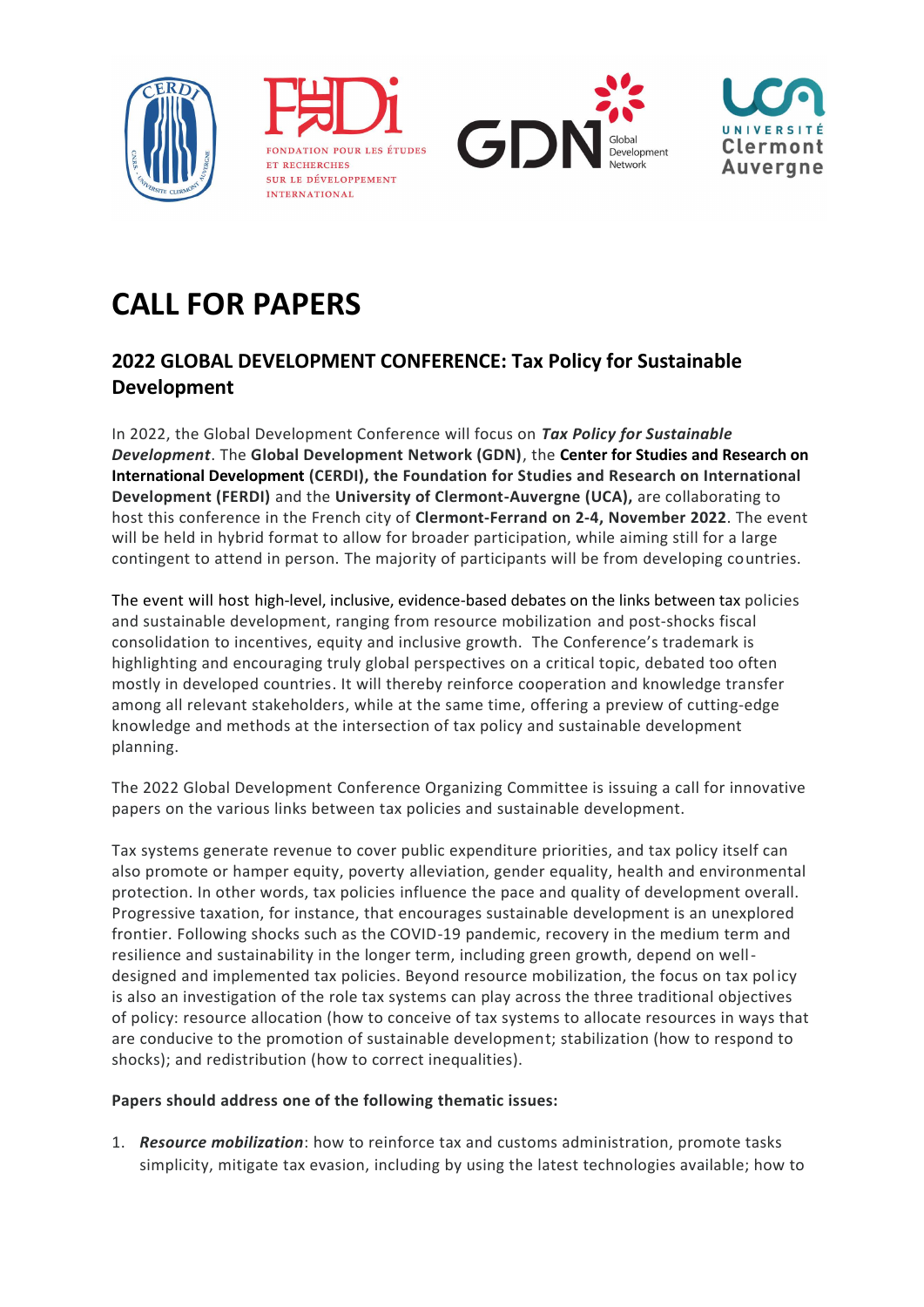# CALL FOR PAPERS

## 2022 GLOBAL DEVELOPMENT CONFERENCE: Tax Policy for Sustainable Development

In 2022, the Global Development Conference will focus on ***Tax Policy for Sustainable Development***. The **Global Development Network (GDN)**, the **Center for Studies and Research on International Development** (**CERDI), the Foundation for Studies and Research on International Development (FERDI)** and the **University of Clermont-Auvergne (UCA),** are collaborating to host this conference in the French city of **Clermont-Ferrand on 2-4, November 2022**. The event will be held in hybrid format to allow for broader participation, while aiming still for a large contingent to attend in person. The majority of participants will be from developing countries.

The event will host high-level, inclusive, evidence-based debates on the links between tax policies and sustainable development, ranging from resource mobilization and post-shocks fiscal consolidation to incentives, equity and inclusive growth. The Conference's trademark is highlighting and encouraging truly global perspectives on a critical topic, debated too often mostly in developed countries. It will thereby reinforce cooperation and knowledge transfer among all relevant stakeholders, while at the same time, offering a preview of cutting-edge knowledge and methods at the intersection of tax policy and sustainable development planning.

The 2022 Global Development Conference Organizing Committee is issuing a call for innovative papers on the various links between tax policies and sustainable development.

Tax systems generate revenue to cover public expenditure priorities, and tax policy itself can also promote or hamper equity, poverty alleviation, gender equality, health and environmental protection. In other words, tax policies influence the pace and quality of development overall. Progressive taxation, for instance, that encourages sustainable development is an unexplored frontier. Following shocks such as the COVID-19 pandemic, recovery in the medium term and resilience and sustainability in the longer term, including green growth, depend on well-designed and implemented tax policies. Beyond resource mobilization, the focus on tax policy is also an investigation of the role tax systems can play across the three traditional objectives of policy: resource allocation (how to conceive of tax systems to allocate resources in ways that are conducive to the promotion of sustainable development; stabilization (how to respond to shocks); and redistribution (how to correct inequalities).

**Papers should address one of the following thematic issues:**

1. ***Resource mobilization***: how to reinforce tax and customs administration, promote tasks simplicity, mitigate tax evasion, including by using the latest technologies available; how to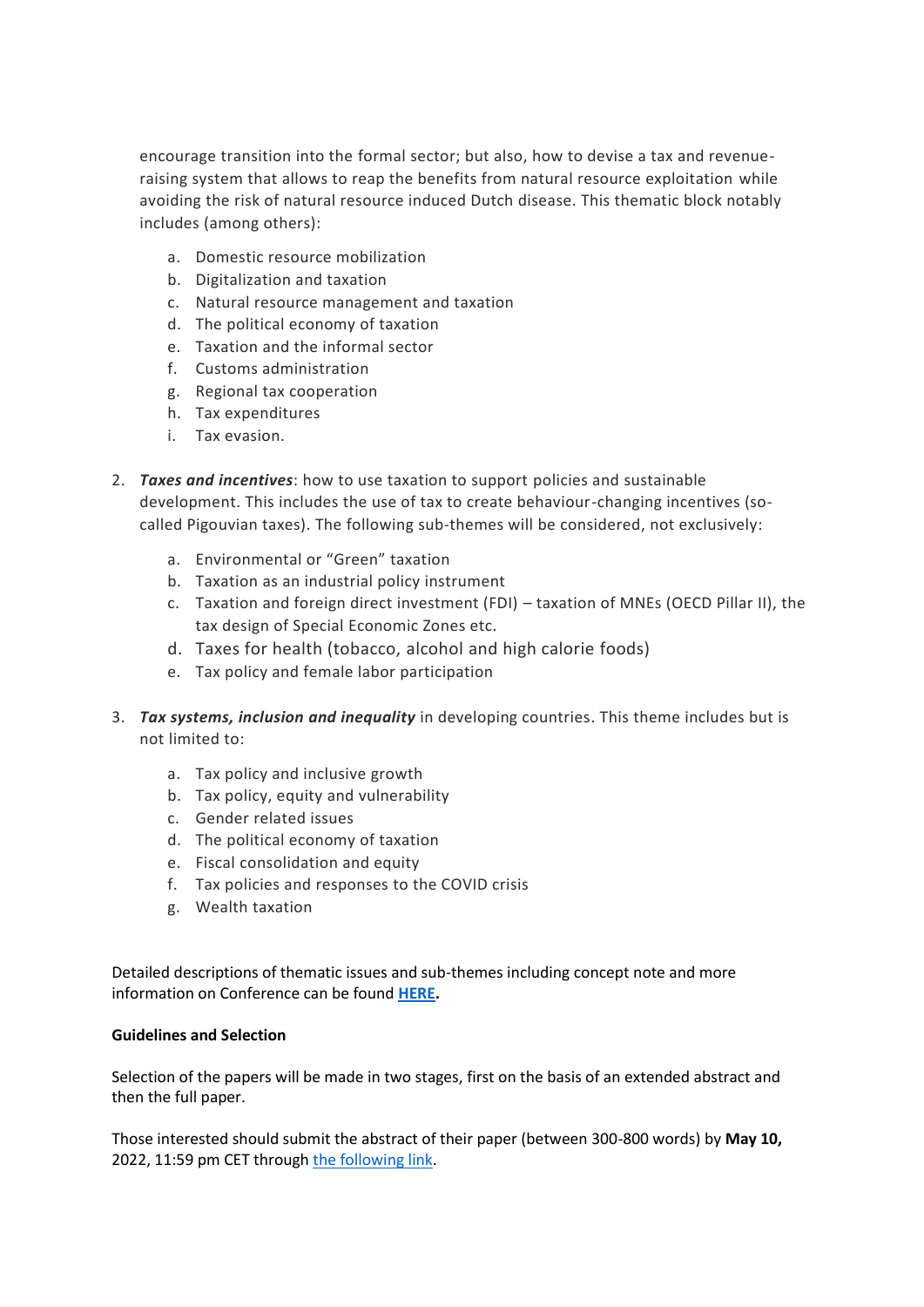encourage transition into the formal sector; but also, how to devise a tax and revenue-raising system that allows to reap the benefits from natural resource exploitation while avoiding the risk of natural resource induced Dutch disease. This thematic block notably includes (among others):

   a. Domestic resource mobilization
   b. Digitalization and taxation
   c. Natural resource management and taxation
   d. The political economy of taxation
   e. Taxation and the informal sector
   f. Customs administration
   g. Regional tax cooperation
   h. Tax expenditures
   i. Tax evasion.

2. ***Taxes and incentives***: how to use taxation to support policies and sustainable development. This includes the use of tax to create behaviour-changing incentives (so-called Pigouvian taxes). The following sub-themes will be considered, not exclusively:

   a. Environmental or "Green" taxation
   b. Taxation as an industrial policy instrument
   c. Taxation and foreign direct investment (FDI) – taxation of MNEs (OECD Pillar II), the tax design of Special Economic Zones etc.
   d. Taxes for health (tobacco, alcohol and high calorie foods)
   e. Tax policy and female labor participation

3. ***Tax systems, inclusion and inequality*** in developing countries. This theme includes but is not limited to:

   a. Tax policy and inclusive growth
   b. Tax policy, equity and vulnerability
   c. Gender related issues
   d. The political economy of taxation
   e. Fiscal consolidation and equity
   f. Tax policies and responses to the COVID crisis
   g. Wealth taxation

Detailed descriptions of thematic issues and sub-themes including concept note and more information on Conference can be found **HERE.**

**Guidelines and Selection**

Selection of the papers will be made in two stages, first on the basis of an extended abstract and then the full paper.

Those interested should submit the abstract of their paper (between 300-800 words) by **May 10,** 2022, 11:59 pm CET through the following link.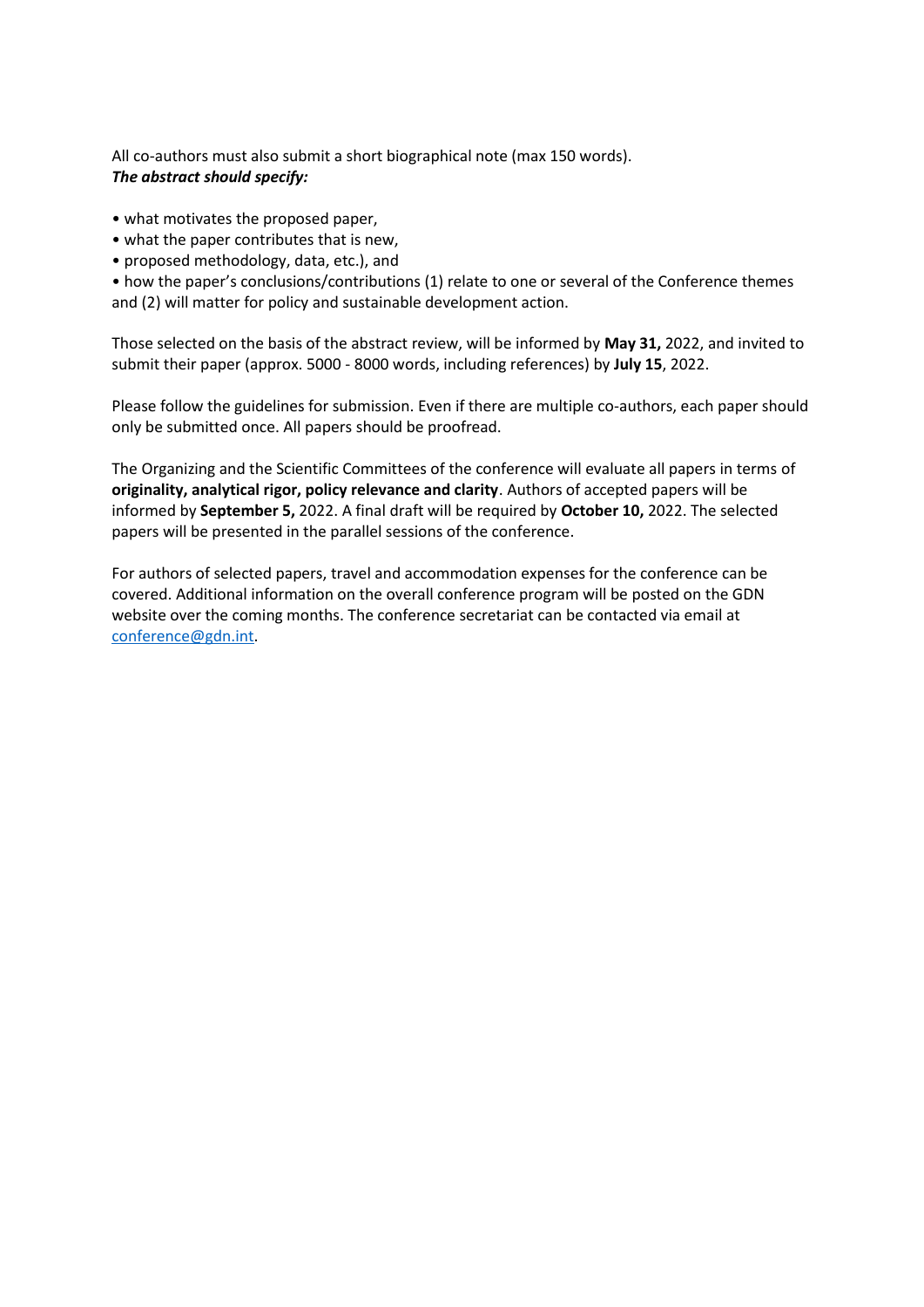All co-authors must also submit a short biographical note (max 150 words).
***The abstract should specify:***

- what motivates the proposed paper,
- what the paper contributes that is new,
- proposed methodology, data, etc.), and
- how the paper's conclusions/contributions (1) relate to one or several of the Conference themes and (2) will matter for policy and sustainable development action.

Those selected on the basis of the abstract review, will be informed by **May 31,** 2022, and invited to submit their paper (approx. 5000 - 8000 words, including references) by **July 15**, 2022.

Please follow the guidelines for submission. Even if there are multiple co-authors, each paper should only be submitted once. All papers should be proofread.

The Organizing and the Scientific Committees of the conference will evaluate all papers in terms of **originality, analytical rigor, policy relevance and clarity**. Authors of accepted papers will be informed by **September 5,** 2022. A final draft will be required by **October 10,** 2022. The selected papers will be presented in the parallel sessions of the conference.

For authors of selected papers, travel and accommodation expenses for the conference can be covered. Additional information on the overall conference program will be posted on the GDN website over the coming months. The conference secretariat can be contacted via email at [conference@gdn.int](mailto:conference@gdn.int).